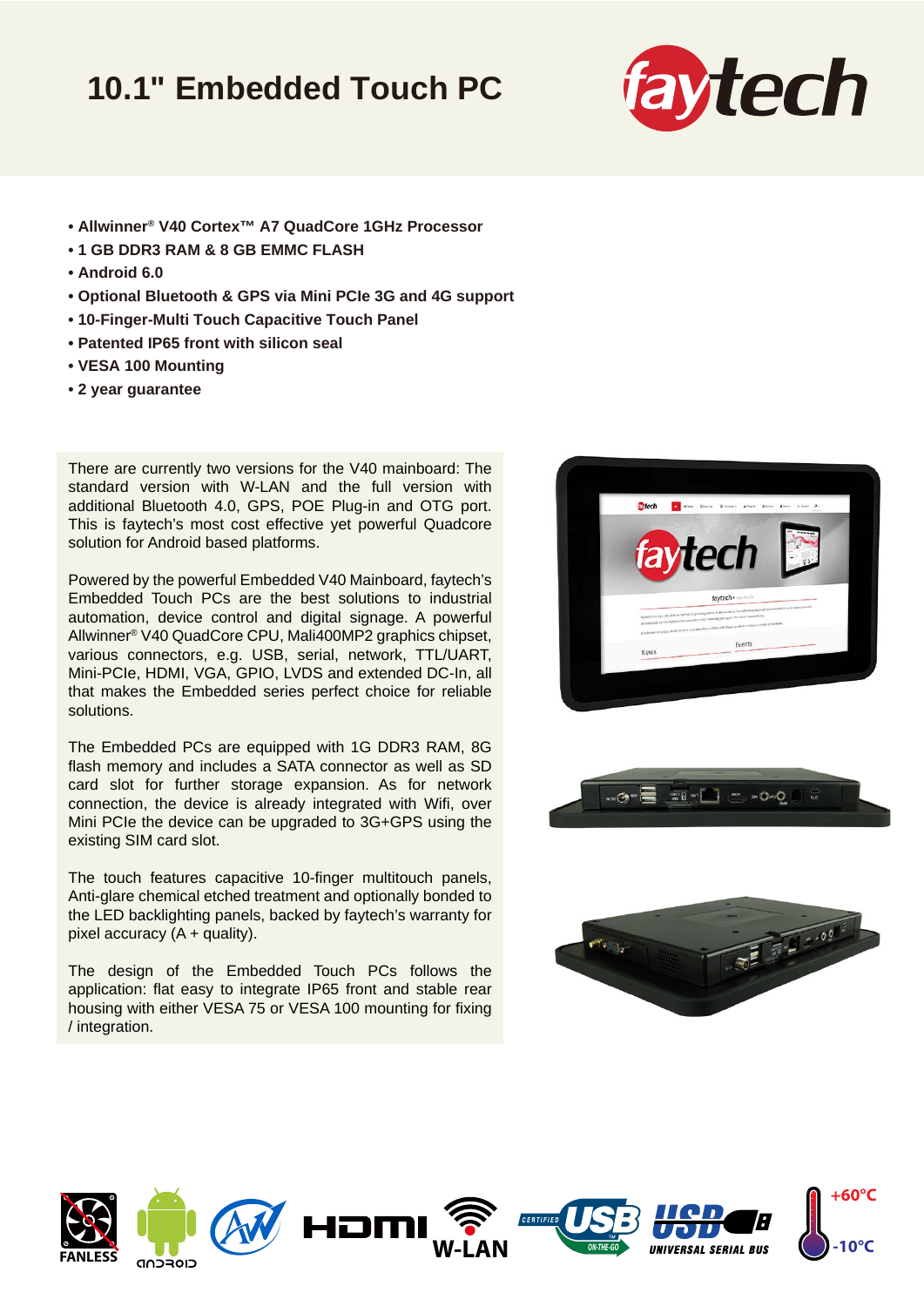# 10.1" Embedded Touch PC

- **Allwinner® V40 Cortex™ A7 QuadCore 1GHz Processor**
- **1 GB DDR3 RAM & 8 GB EMMC FLASH**
- **Android 6.0**
- **Optional Bluetooth & GPS via Mini PCIe 3G and 4G support**
- **10-Finger-Multi Touch Capacitive Touch Panel**
- **Patented IP65 front with silicon seal**
- **VESA 100 Mounting**
- **2 year guarantee**

There are currently two versions for the V40 mainboard: The standard version with W-LAN and the full version with additional Bluetooth 4.0, GPS, POE Plug-in and OTG port. This is faytech's most cost effective yet powerful Quadcore solution for Android based platforms.

Powered by the powerful Embedded V40 Mainboard, faytech's Embedded Touch PCs are the best solutions to industrial automation, device control and digital signage. A powerful Allwinner® V40 QuadCore CPU, Mali400MP2 graphics chipset, various connectors, e.g. USB, serial, network, TTL/UART, Mini-PCIe, HDMI, VGA, GPIO, LVDS and extended DC-In, all that makes the Embedded series perfect choice for reliable solutions.

The Embedded PCs are equipped with 1G DDR3 RAM, 8G flash memory and includes a SATA connector as well as SD card slot for further storage expansion. As for network connection, the device is already integrated with Wifi, over Mini PCIe the device can be upgraded to 3G+GPS using the existing SIM card slot.

The touch features capacitive 10-finger multitouch panels, Anti-glare chemical etched treatment and optionally bonded to the LED backlighting panels, backed by faytech's warranty for pixel accuracy (A + quality).

The design of the Embedded Touch PCs follows the application: flat easy to integrate IP65 front and stable rear housing with either VESA 75 or VESA 100 mounting for fixing / integration.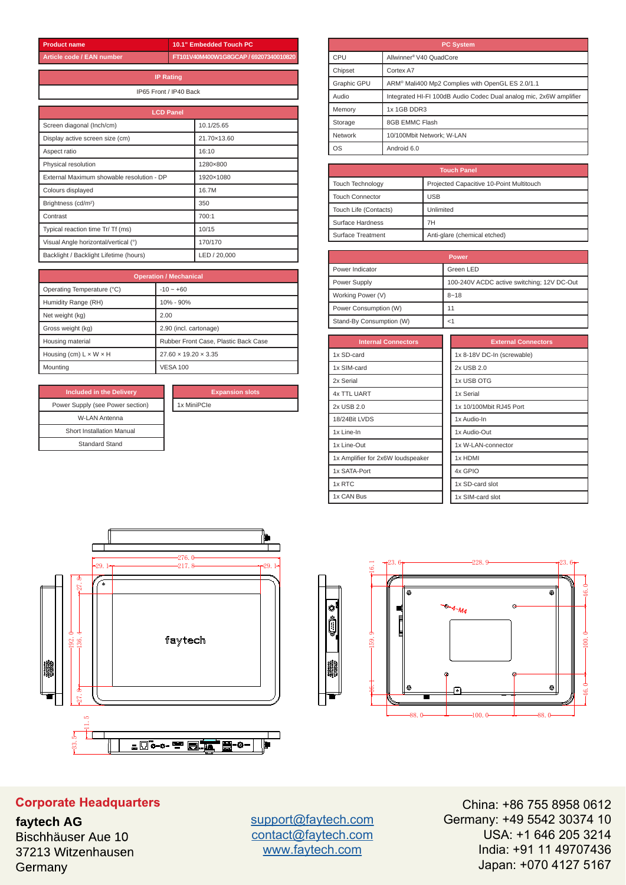| Product name | 10.1" Embedded Touch PC |
|---|---|
| Article code / EAN number | FT101V40M400W1G8GCAP / 69207340010820 |

| IP Rating |
|---|
| IP65 Front / IP40 Back |

| LCD Panel | |
|---|---|
| Screen diagonal (Inch/cm) | 10.1/25.65 |
| Display active screen size (cm) | 21.70×13.60 |
| Aspect ratio | 16:10 |
| Physical resolution | 1280×800 |
| External Maximum showable resolution - DP | 1920×1080 |
| Colours displayed | 16.7M |
| Brightness (cd/m²) | 350 |
| Contrast | 700:1 |
| Typical reaction time Tr/ Tf (ms) | 10/15 |
| Visual Angle horizontal/vertical (°) | 170/170 |
| Backlight / Backlight Lifetime (hours) | LED / 20,000 |

| Operation / Mechanical | |
|---|---|
| Operating Temperature (°C) | -10 ~ +60 |
| Humidity Range (RH) | 10% - 90% |
| Net weight (kg) | 2.00 |
| Gross weight (kg) | 2.90 (incl. cartonage) |
| Housing material | Rubber Front Case, Plastic Back Case |
| Housing (cm) L × W × H | 27.60 × 19.20 × 3.35 |
| Mounting | VESA 100 |

| Included in the Delivery |
|---|
| Power Supply (see Power section) |
| W-LAN Antenna |
| Short Installation Manual |
| Standard Stand |

| Expansion slots |
|---|
| 1x MiniPCIe |

| PC System | |
|---|---|
| CPU | Allwinner® V40 QuadCore |
| Chipset | Cortex A7 |
| Graphic GPU | ARM® Mali400 Mp2 Complies with OpenGL ES 2.0/1.1 |
| Audio | Integrated HI-FI 100dB Audio Codec Dual analog mic, 2x6W amplifier |
| Memory | 1x 1GB DDR3 |
| Storage | 8GB EMMC Flash |
| Network | 10/100Mbit Network; W-LAN |
| OS | Android 6.0 |

| Touch Panel | |
|---|---|
| Touch Technology | Projected Capacitive 10-Point Multitouch |
| Touch Connector | USB |
| Touch Life (Contacts) | Unlimited |
| Surface Hardness | 7H |
| Surface Treatment | Anti-glare (chemical etched) |

| Power | |
|---|---|
| Power Indicator | Green LED |
| Power Supply | 100-240V ACDC active switching; 12V DC-Out |
| Working Power (V) | 8~18 |
| Power Consumption (W) | 11 |
| Stand-By Consumption (W) | <1 |

| Internal Connectors | External Connectors |
|---|---|
| 1x SD-card | 1x 8-18V DC-In (screwable) |
| 1x SIM-card | 2x USB 2.0 |
| 2x Serial | 1x USB OTG |
| 4x TTL UART | 1x Serial |
| 2x USB 2.0 | 1x 10/100Mbit RJ45 Port |
| 18/24Bit LVDS | 1x Audio-In |
| 1x Line-In | 1x Audio-Out |
| 1x Line-Out | 1x W-LAN-connector |
| 1x Amplifier for 2x6W loudspeaker | 1x HDMI |
| 1x SATA-Port | 4x GPIO |
| 1x RTC | 1x SD-card slot |
| 1x CAN Bus | 1x SIM-card slot |

276.0
217.8
29.1
29.1
27.8
192.0
136.4
27.8
11.5
33.5
faytech
228.9
23.6
23.6
16.1
159.9
16.1
46.0
100.0
46.0
4-M4
88.0
100.0
88.0

## Corporate Headquarters

**faytech AG**
Bischhäuser Aue 10
37213 Witzenhausen
Germany

support@faytech.com
contact@faytech.com
www.faytech.com

China: +86 755 8958 0612
Germany: +49 5542 30374 10
USA: +1 646 205 3214
India: +91 11 49707436
Japan: +070 4127 5167